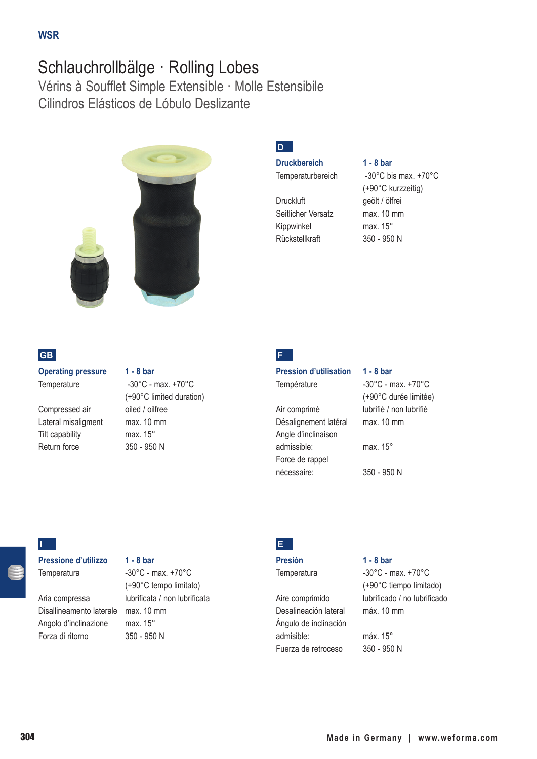WSR

# Schlauchrollbälge · Rolling Lobes

## Vérins à Soufflet Simple Extensible · Molle Estensibile
## Cilindros Elásticos de Lóbulo Deslizante

### D

| **Druckbereich** | **1 - 8 bar** |
|---|---|
| Temperaturbereich | -30°C bis max. +70°C (+90°C kurzzeitig) |
| Druckluft | geölt / ölfrei |
| Seitlicher Versatz | max. 10 mm |
| Kippwinkel | max. 15° |
| Rückstellkraft | 350 - 950 N |

### GB

| **Operating pressure** | **1 - 8 bar** |
|---|---|
| Temperature | -30°C - max. +70°C (+90°C limited duration) |
| Compressed air | oiled / oilfree |
| Lateral misaligment | max. 10 mm |
| Tilt capability | max. 15° |
| Return force | 350 - 950 N |

### F

| **Pression d'utilisation** | **1 - 8 bar** |
|---|---|
| Température | -30°C - max. +70°C (+90°C durée limitée) |
| Air comprimé | lubrifié / non lubrifié |
| Désalignement latéral | max. 10 mm |
| Angle d'inclinaison admissible: | max. 15° |
| Force de rappel nécessaire: | 350 - 950 N |

### I

| **Pressione d'utilizzo** | **1 - 8 bar** |
|---|---|
| Temperatura | -30°C - max. +70°C (+90°C tempo limitato) |
| Aria compressa | lubrificata / non lubrificata |
| Disallineamento laterale | max. 10 mm |
| Angolo d'inclinazione | max. 15° |
| Forza di ritorno | 350 - 950 N |

### E

| **Presión** | **1 - 8 bar** |
|---|---|
| Temperatura | -30°C - max. +70°C (+90°C tiempo limitado) |
| Aire comprimido | lubrificado / no lubrificado |
| Desalineación lateral | máx. 10 mm |
| Ángulo de inclinación admisible: | máx. 15° |
| Fuerza de retroceso | 350 - 950 N |

Made in Germany | www.weforma.com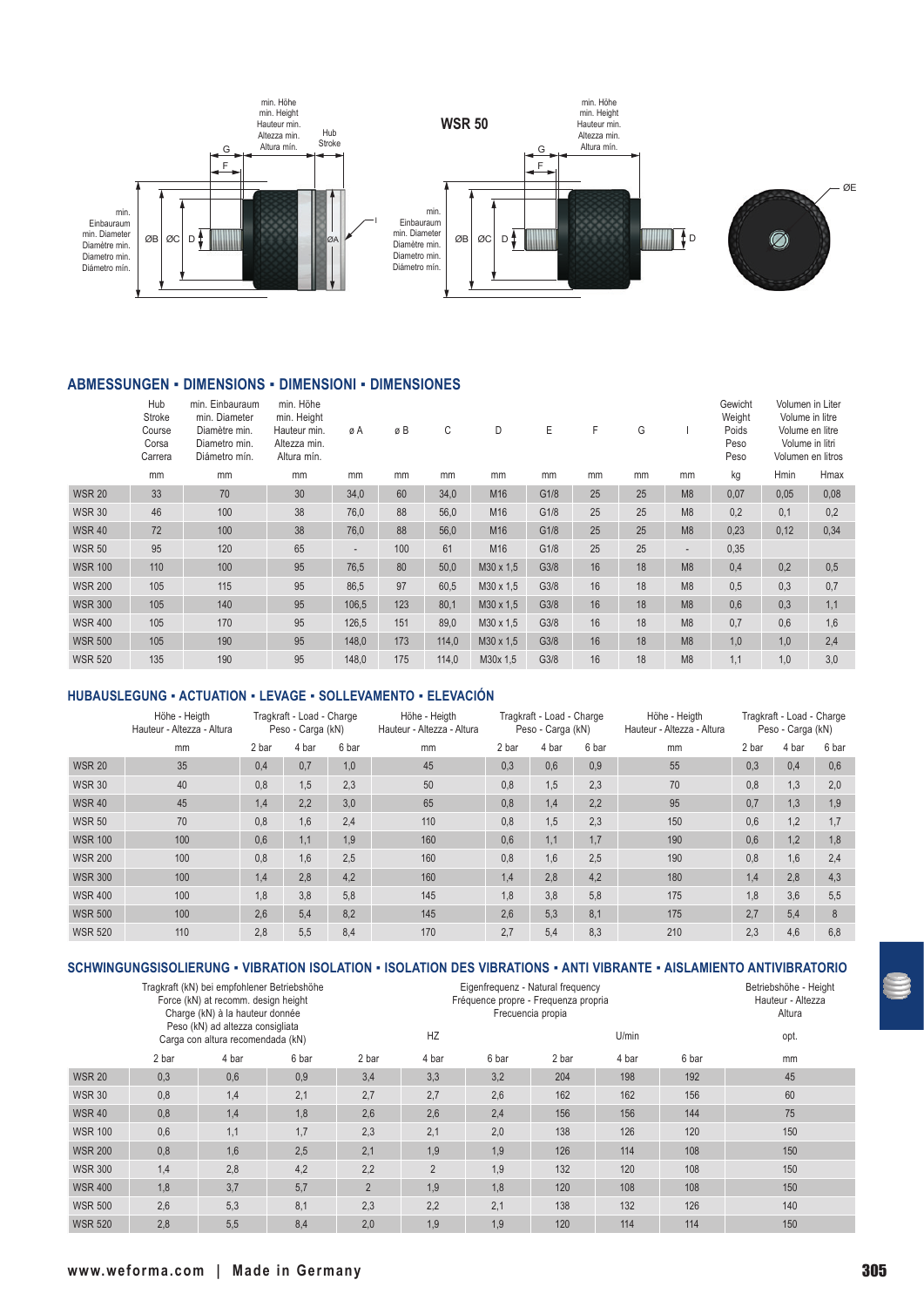**WSR 50**

## ABMESSUNGEN • DIMENSIONS • DIMENSIONI • DIMENSIONES

| | Hub Stroke Course Corsa Carrera | min. Einbauraum min. Diameter Diamètre min. Diametro min. Diámetro mín. | min. Höhe min. Height Hauteur min. Altezza min. Altura mín. | ø A | ø B | C | D | E | F | G | I | Gewicht Weight Poids Peso Peso | Volumen in Liter Volume in litre Volume en litre Volume in litri Volumen en litros | |
|---|---|---|---|---|---|---|---|---|---|---|---|---|---|---|
| | mm | mm | mm | mm | mm | mm | mm | mm | mm | mm | mm | kg | Hmin | Hmax |
| WSR 20 | 33 | 70 | 30 | 34,0 | 60 | 34,0 | M16 | G1/8 | 25 | 25 | M8 | 0,07 | 0,05 | 0,08 |
| WSR 30 | 46 | 100 | 38 | 76,0 | 88 | 56,0 | M16 | G1/8 | 25 | 25 | M8 | 0,2 | 0,1 | 0,2 |
| WSR 40 | 72 | 100 | 38 | 76,0 | 88 | 56,0 | M16 | G1/8 | 25 | 25 | M8 | 0,23 | 0,12 | 0,34 |
| WSR 50 | 95 | 120 | 65 | - | 100 | 61 | M16 | G1/8 | 25 | 25 | - | 0,35 | | |
| WSR 100 | 110 | 100 | 95 | 76,5 | 80 | 50,0 | M30 x 1,5 | G3/8 | 16 | 18 | M8 | 0,4 | 0,2 | 0,5 |
| WSR 200 | 105 | 115 | 95 | 86,5 | 97 | 60,5 | M30 x 1,5 | G3/8 | 16 | 18 | M8 | 0,5 | 0,3 | 0,7 |
| WSR 300 | 105 | 140 | 95 | 106,5 | 123 | 80,1 | M30 x 1,5 | G3/8 | 16 | 18 | M8 | 0,6 | 0,3 | 1,1 |
| WSR 400 | 105 | 170 | 95 | 126,5 | 151 | 89,0 | M30 x 1,5 | G3/8 | 16 | 18 | M8 | 0,7 | 0,6 | 1,6 |
| WSR 500 | 105 | 190 | 95 | 148,0 | 173 | 114,0 | M30 x 1,5 | G3/8 | 16 | 18 | M8 | 1,0 | 1,0 | 2,4 |
| WSR 520 | 135 | 190 | 95 | 148,0 | 175 | 114,0 | M30x 1,5 | G3/8 | 16 | 18 | M8 | 1,1 | 1,0 | 3,0 |

## HUBAUSLEGUNG • ACTUATION • LEVAGE • SOLLEVAMENTO • ELEVACIÓN

| | Höhe - Heigth Hauteur - Altezza - Altura | Tragkraft - Load - Charge Peso - Carga (kN) | | | Höhe - Heigth Hauteur - Altezza - Altura | Tragkraft - Load - Charge Peso - Carga (kN) | | | Höhe - Heigth Hauteur - Altezza - Altura | Tragkraft - Load - Charge Peso - Carga (kN) | | |
|---|---|---|---|---|---|---|---|---|---|---|---|---|
| | mm | 2 bar | 4 bar | 6 bar | mm | 2 bar | 4 bar | 6 bar | mm | 2 bar | 4 bar | 6 bar |
| WSR 20 | 35 | 0,4 | 0,7 | 1,0 | 45 | 0,3 | 0,6 | 0,9 | 55 | 0,3 | 0,4 | 0,6 |
| WSR 30 | 40 | 0,8 | 1,5 | 2,3 | 50 | 0,8 | 1,5 | 2,3 | 70 | 0,8 | 1,3 | 2,0 |
| WSR 40 | 45 | 1,4 | 2,2 | 3,0 | 65 | 0,8 | 1,4 | 2,2 | 95 | 0,7 | 1,3 | 1,9 |
| WSR 50 | 70 | 0,8 | 1,6 | 2,4 | 110 | 0,8 | 1,5 | 2,3 | 150 | 0,6 | 1,2 | 1,7 |
| WSR 100 | 100 | 0,6 | 1,1 | 1,9 | 160 | 0,6 | 1,1 | 1,7 | 190 | 0,6 | 1,2 | 1,8 |
| WSR 200 | 100 | 0,8 | 1,6 | 2,5 | 160 | 0,8 | 1,6 | 2,5 | 190 | 0,8 | 1,6 | 2,4 |
| WSR 300 | 100 | 1,4 | 2,8 | 4,2 | 160 | 1,4 | 2,8 | 4,2 | 180 | 1,4 | 2,8 | 4,3 |
| WSR 400 | 100 | 1,8 | 3,8 | 5,8 | 145 | 1,8 | 3,8 | 5,8 | 175 | 1,8 | 3,6 | 5,5 |
| WSR 500 | 100 | 2,6 | 5,4 | 8,2 | 145 | 2,6 | 5,3 | 8,1 | 175 | 2,7 | 5,4 | 8 |
| WSR 520 | 110 | 2,8 | 5,5 | 8,4 | 170 | 2,7 | 5,4 | 8,3 | 210 | 2,3 | 4,6 | 6,8 |

## SCHWINGUNGSISOLIERUNG • VIBRATION ISOLATION • ISOLATION DES VIBRATIONS • ANTI VIBRANTE • AISLAMIENTO ANTIVIBRATORIO

| | Tragkraft (kN) bei empfohlener Betriebshöhe Force (kN) at recomm. design height Charge (kN) à la hauteur donnée Peso (kN) ad altezza consigliata Carga con altura recomendada (kN) | | | Eigenfrequenz - Natural frequency Fréquence propre - Frequenza propria Frecuencia propia | | | | | | Betriebshöhe - Height Hauteur - Altezza Altura |
|---|---|---|---|---|---|---|---|---|---|---|
| | | | | HZ | | | U/min | | | opt. |
| | 2 bar | 4 bar | 6 bar | 2 bar | 4 bar | 6 bar | 2 bar | 4 bar | 6 bar | mm |
| WSR 20 | 0,3 | 0,6 | 0,9 | 3,4 | 3,3 | 3,2 | 204 | 198 | 192 | 45 |
| WSR 30 | 0,8 | 1,4 | 2,1 | 2,7 | 2,7 | 2,6 | 162 | 162 | 156 | 60 |
| WSR 40 | 0,8 | 1,4 | 1,8 | 2,6 | 2,6 | 2,4 | 156 | 156 | 144 | 75 |
| WSR 100 | 0,6 | 1,1 | 1,7 | 2,3 | 2,1 | 2,0 | 138 | 126 | 120 | 150 |
| WSR 200 | 0,8 | 1,6 | 2,5 | 2,1 | 1,9 | 1,9 | 126 | 114 | 108 | 150 |
| WSR 300 | 1,4 | 2,8 | 4,2 | 2,2 | 2 | 1,9 | 132 | 120 | 108 | 150 |
| WSR 400 | 1,8 | 3,7 | 5,7 | 2 | 1,9 | 1,8 | 120 | 108 | 108 | 150 |
| WSR 500 | 2,6 | 5,3 | 8,1 | 2,3 | 2,2 | 2,1 | 138 | 132 | 126 | 140 |
| WSR 520 | 2,8 | 5,5 | 8,4 | 2,0 | 1,9 | 1,9 | 120 | 114 | 114 | 150 |

www.weforma.com | Made in Germany